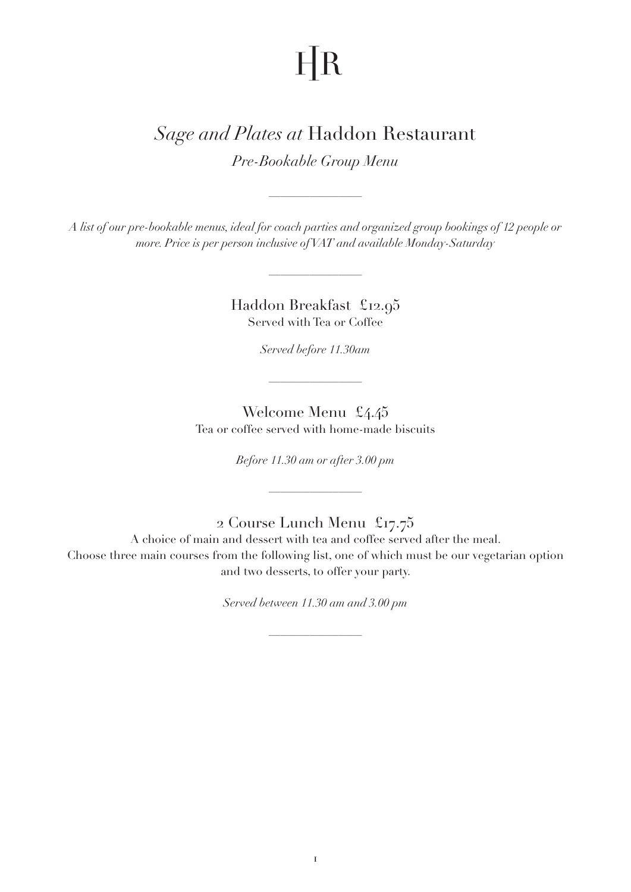HR

# *Sage and Plates at* Haddon Restaurant

*Pre-Bookable Group Menu*

---

*A list of our pre-bookable menus, ideal for coach parties and organized group bookings of 12 people or more. Price is per person inclusive of VAT and available Monday-Saturday*

---

## Haddon Breakfast £12.95

Served with Tea or Coffee

*Served before 11.30am*

---

## Welcome Menu £4.45

Tea or coffee served with home-made biscuits

*Before 11.30 am or after 3.00 pm*

---

## 2 Course Lunch Menu £17.75

A choice of main and dessert with tea and coffee served after the meal.
Choose three main courses from the following list, one of which must be our vegetarian option and two desserts, to offer your party.

*Served between 11.30 am and 3.00 pm*

---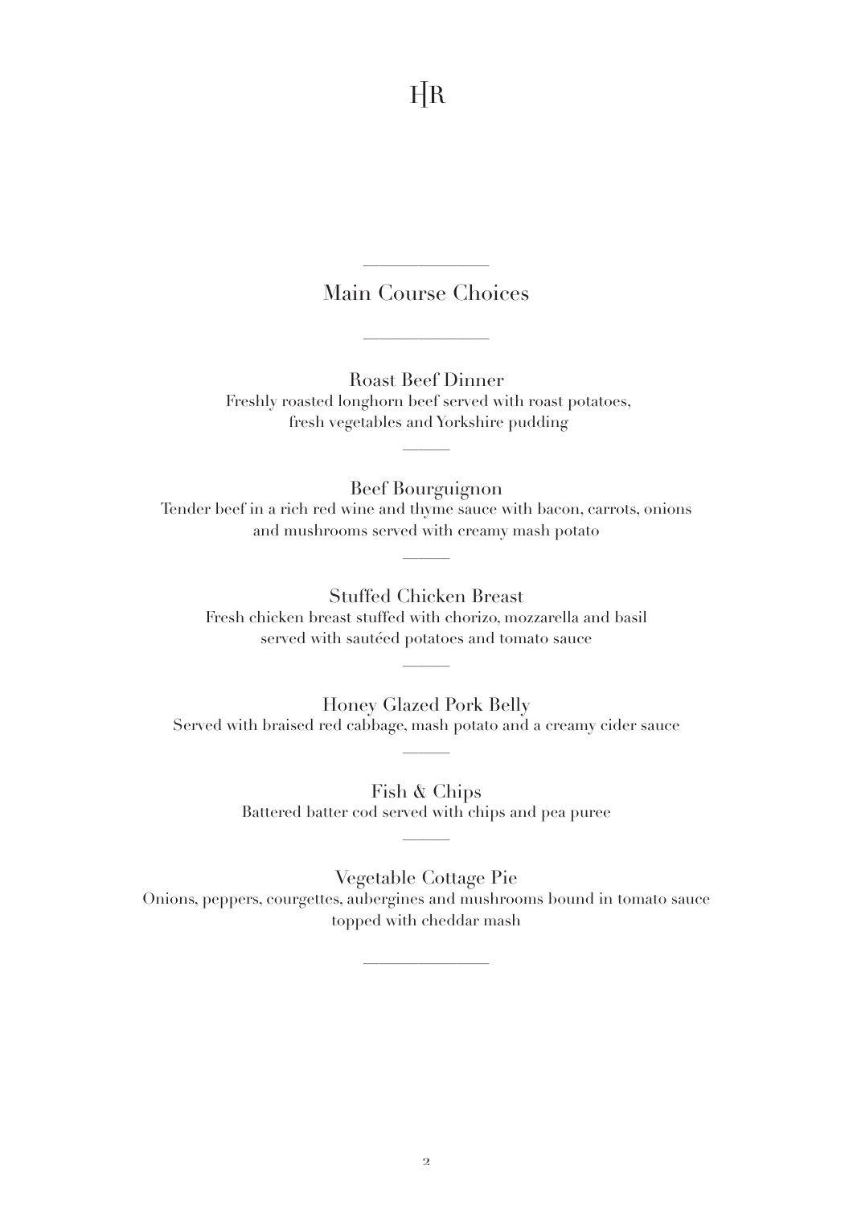## Main Course Choices

---

### Roast Beef Dinner

Freshly roasted longhorn beef served with roast potatoes, fresh vegetables and Yorkshire pudding

---

### Beef Bourguignon

Tender beef in a rich red wine and thyme sauce with bacon, carrots, onions and mushrooms served with creamy mash potato

---

### Stuffed Chicken Breast

Fresh chicken breast stuffed with chorizo, mozzarella and basil served with sautéed potatoes and tomato sauce

---

### Honey Glazed Pork Belly

Served with braised red cabbage, mash potato and a creamy cider sauce

---

### Fish & Chips

Battered batter cod served with chips and pea puree

---

### Vegetable Cottage Pie

Onions, peppers, courgettes, aubergines and mushrooms bound in tomato sauce topped with cheddar mash

---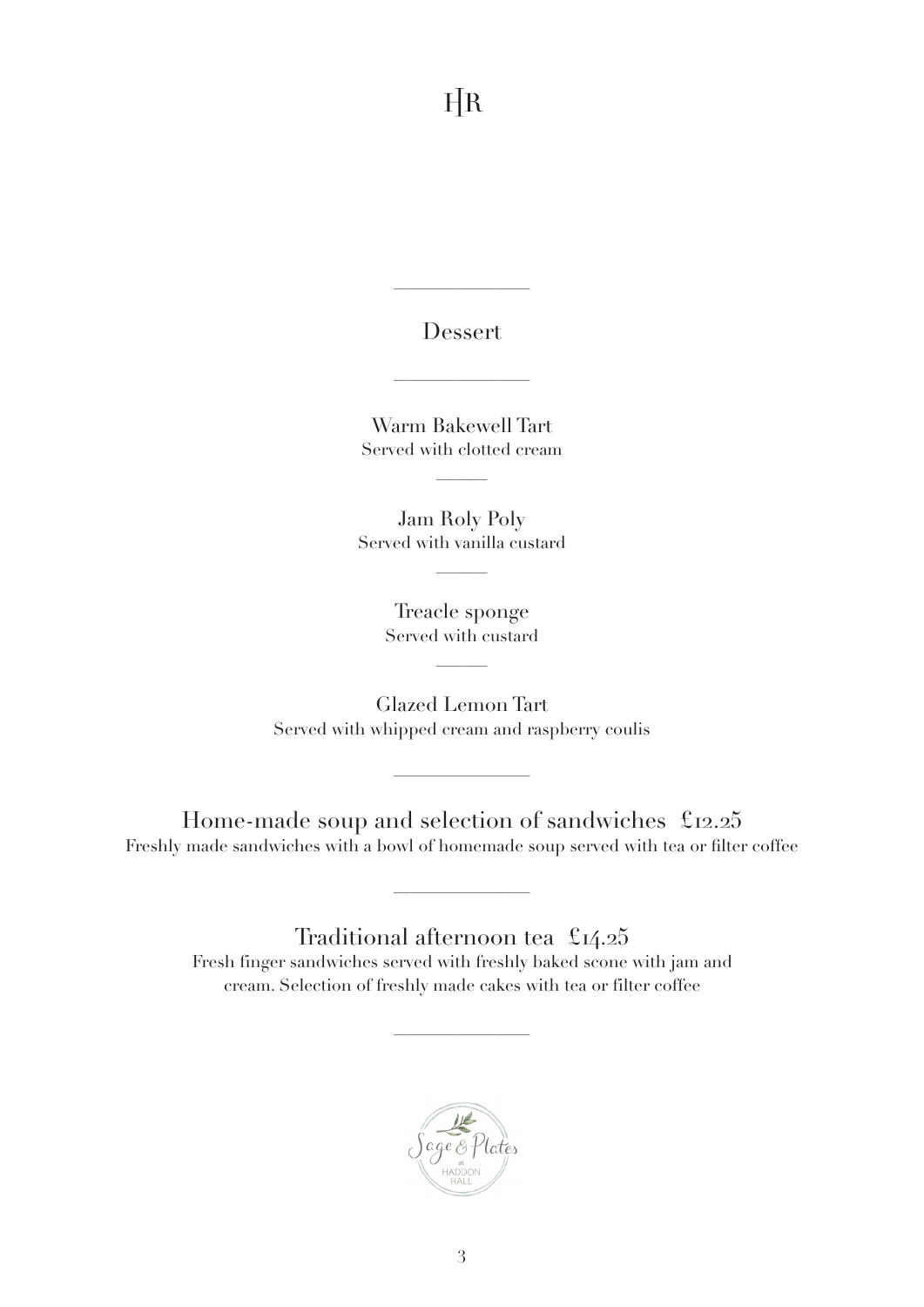HR

---

## Dessert

---

**Warm Bakewell Tart**
Served with clotted cream

---

**Jam Roly Poly**
Served with vanilla custard

---

**Treacle sponge**
Served with custard

---

**Glazed Lemon Tart**
Served with whipped cream and raspberry coulis

---

## Home-made soup and selection of sandwiches £12.25

Freshly made sandwiches with a bowl of homemade soup served with tea or filter coffee

---

## Traditional afternoon tea £14.25

Fresh finger sandwiches served with freshly baked scone with jam and cream. Selection of freshly made cakes with tea or filter coffee

---

Sage & Plates at Haddon Hall